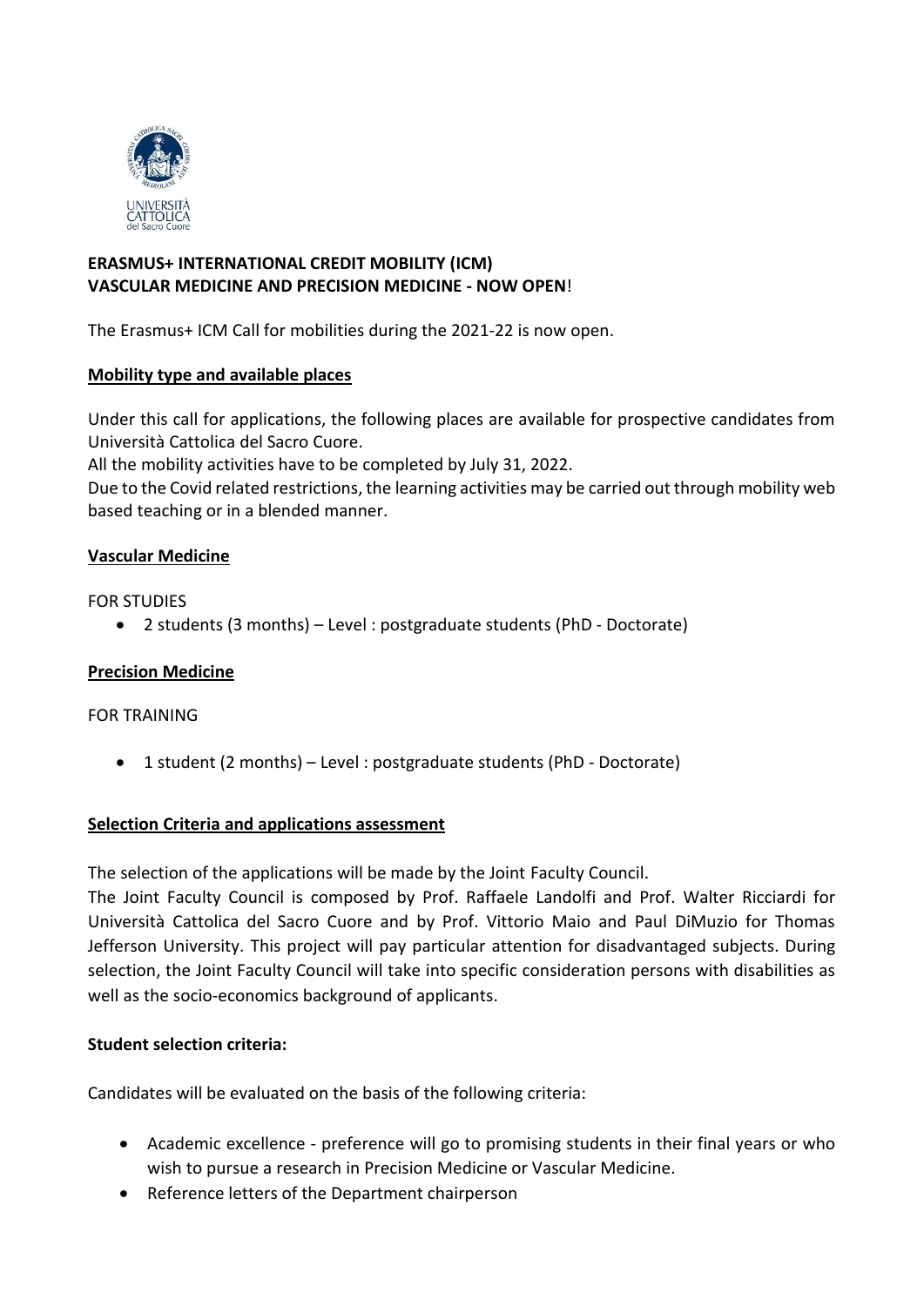**ERASMUS+ INTERNATIONAL CREDIT MOBILITY (ICM)**
**VASCULAR MEDICINE AND PRECISION MEDICINE - NOW OPEN**!

The Erasmus+ ICM Call for mobilities during the 2021-22 is now open.

**Mobility type and available places**

Under this call for applications, the following places are available for prospective candidates from Università Cattolica del Sacro Cuore.

All the mobility activities have to be completed by July 31, 2022.

Due to the Covid related restrictions, the learning activities may be carried out through mobility web based teaching or in a blended manner.

**Vascular Medicine**

FOR STUDIES

- 2 students (3 months) – Level : postgraduate students (PhD - Doctorate)

**Precision Medicine**

FOR TRAINING

- 1 student (2 months) – Level : postgraduate students (PhD - Doctorate)

**Selection Criteria and applications assessment**

The selection of the applications will be made by the Joint Faculty Council.

The Joint Faculty Council is composed by Prof. Raffaele Landolfi and Prof. Walter Ricciardi for Università Cattolica del Sacro Cuore and by Prof. Vittorio Maio and Paul DiMuzio for Thomas Jefferson University. This project will pay particular attention for disadvantaged subjects. During selection, the Joint Faculty Council will take into specific consideration persons with disabilities as well as the socio-economics background of applicants.

**Student selection criteria:**

Candidates will be evaluated on the basis of the following criteria:

- Academic excellence - preference will go to promising students in their final years or who wish to pursue a research in Precision Medicine or Vascular Medicine.
- Reference letters of the Department chairperson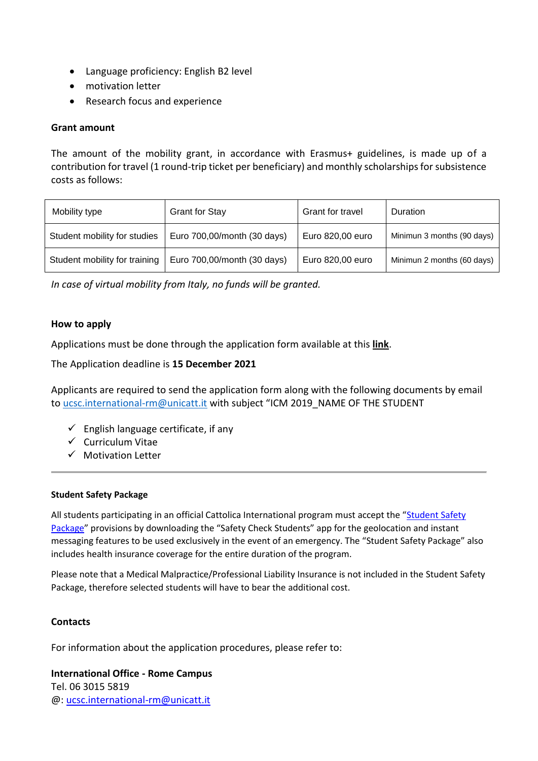- Language proficiency: English B2 level
- motivation letter
- Research focus and experience

**Grant amount**

The amount of the mobility grant, in accordance with Erasmus+ guidelines, is made up of a contribution for travel (1 round-trip ticket per beneficiary) and monthly scholarships for subsistence costs as follows:

| Mobility type | Grant for Stay | Grant for travel | Duration |
|---|---|---|---|
| Student mobility for studies | Euro 700,00/month (30 days) | Euro 820,00 euro | Minimun 3 months (90 days) |
| Student mobility for training | Euro 700,00/month (30 days) | Euro 820,00 euro | Minimun 2 months (60 days) |

*In case of virtual mobility from Italy, no funds will be granted.*

**How to apply**

Applications must be done through the application form available at this **link**.

The Application deadline is **15 December 2021**

Applicants are required to send the application form along with the following documents by email to ucsc.international-rm@unicatt.it with subject "ICM 2019_NAME OF THE STUDENT

- ✓ English language certificate, if any
- ✓ Curriculum Vitae
- ✓ Motivation Letter

---

**Student Safety Package**

All students participating in an official Cattolica International program must accept the "Student Safety Package" provisions by downloading the "Safety Check Students" app for the geolocation and instant messaging features to be used exclusively in the event of an emergency. The "Student Safety Package" also includes health insurance coverage for the entire duration of the program.

Please note that a Medical Malpractice/Professional Liability Insurance is not included in the Student Safety Package, therefore selected students will have to bear the additional cost.

**Contacts**

For information about the application procedures, please refer to:

**International Office - Rome Campus**
Tel. 06 3015 5819
@: ucsc.international-rm@unicatt.it